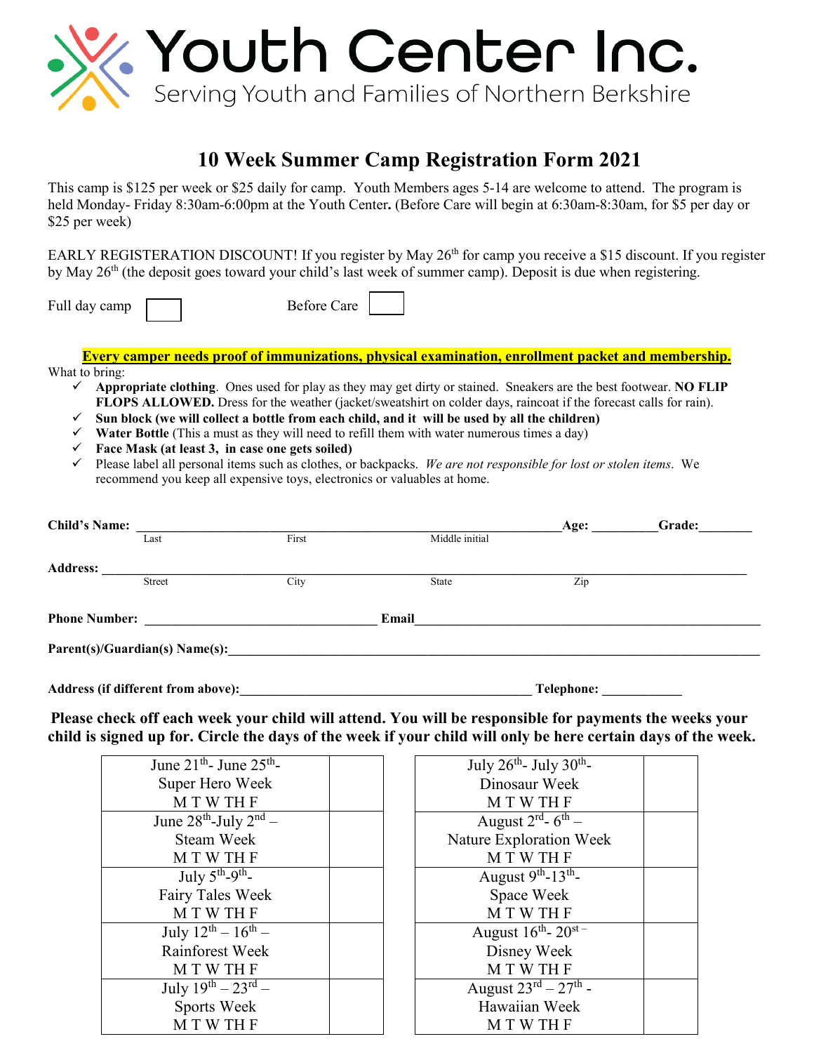# Youth Center Inc.

Serving Youth and Families of Northern Berkshire

## 10 Week Summer Camp Registration Form 2021

This camp is $125 per week or $25 daily for camp. Youth Members ages 5-14 are welcome to attend. The program is held Monday- Friday 8:30am-6:00pm at the Youth Center**.** (Before Care will begin at 6:30am-8:30am, for $5 per day or $25 per week)

EARLY REGISTERATION DISCOUNT! If you register by May 26th for camp you receive a $15 discount. If you register by May 26th (the deposit goes toward your child's last week of summer camp). Deposit is due when registering.

Full day camp ☐ Before Care ☐

**Every camper needs proof of immunizations, physical examination, enrollment packet and membership.**

What to bring:

- ✓ **Appropriate clothing**. Ones used for play as they may get dirty or stained. Sneakers are the best footwear. **NO FLIP FLOPS ALLOWED.** Dress for the weather (jacket/sweatshirt on colder days, raincoat if the forecast calls for rain).
- ✓ **Sun block (we will collect a bottle from each child, and it will be used by all the children)**
- ✓ **Water Bottle** (This a must as they will need to refill them with water numerous times a day)
- ✓ **Face Mask (at least 3, in case one gets soiled)**
- ✓ Please label all personal items such as clothes, or backpacks. *We are not responsible for lost or stolen items*. We recommend you keep all expensive toys, electronics or valuables at home.

**Child's Name:** ______________________________________________ **Age:** _________ **Grade:**________
Last First Middle initial

**Address:** ____________________________________________________________________________
Street City State Zip

**Phone Number:** ______________________________ **Email**_______________________________________

**Parent(s)/Guardian(s) Name(s):**_________________________________________________________________

**Address (if different from above):**_________________________________________ **Telephone:** ___________

**Please check off each week your child will attend. You will be responsible for payments the weeks your child is signed up for. Circle the days of the week if your child will only be here certain days of the week.**

| Week | | Week | |
|---|---|---|---|
| June 21st- June 25th- Super Hero Week M T W TH F | | July 26th- July 30th- Dinosaur Week M T W TH F | |
| June 28th-July 2nd – Steam Week M T W TH F | | August 2rd- 6th – Nature Exploration Week M T W TH F | |
| July 5th-9th- Fairy Tales Week M T W TH F | | August 9th-13th- Space Week M T W TH F | |
| July 12th – 16th – Rainforest Week M T W TH F | | August 16th- 20st – Disney Week M T W TH F | |
| July 19th – 23rd – Sports Week M T W TH F | | August 23rd – 27th - Hawaiian Week M T W TH F | |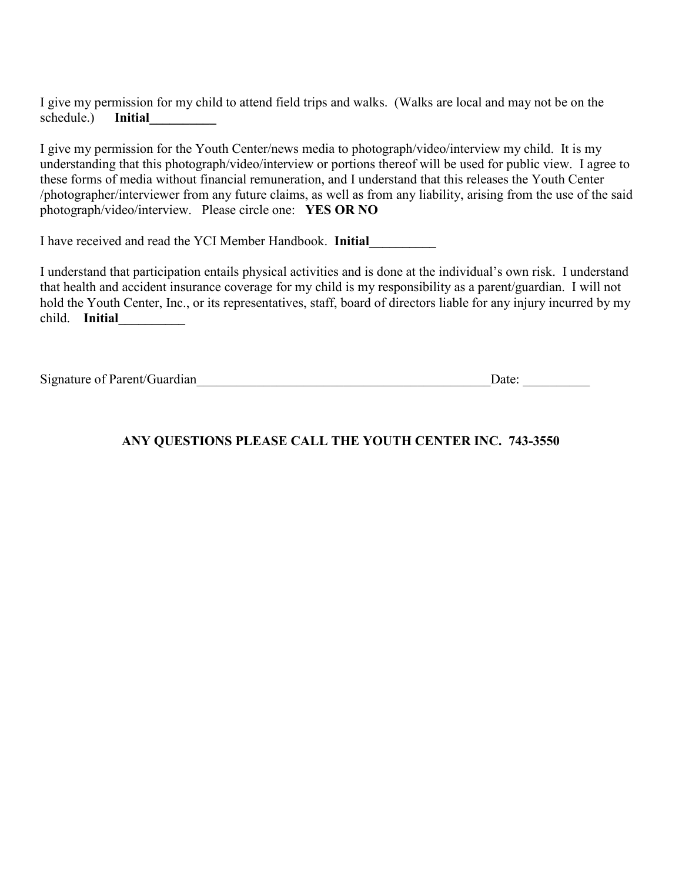I give my permission for my child to attend field trips and walks. (Walks are local and may not be on the schedule.) **Initial__________**

I give my permission for the Youth Center/news media to photograph/video/interview my child. It is my understanding that this photograph/video/interview or portions thereof will be used for public view. I agree to these forms of media without financial remuneration, and I understand that this releases the Youth Center /photographer/interviewer from any future claims, as well as from any liability, arising from the use of the said photograph/video/interview. Please circle one: **YES OR NO**

I have received and read the YCI Member Handbook. **Initial__________**

I understand that participation entails physical activities and is done at the individual's own risk. I understand that health and accident insurance coverage for my child is my responsibility as a parent/guardian. I will not hold the Youth Center, Inc., or its representatives, staff, board of directors liable for any injury incurred by my child. **Initial__________**

Signature of Parent/Guardian_____________________________________________Date: __________

**ANY QUESTIONS PLEASE CALL THE YOUTH CENTER INC. 743-3550**